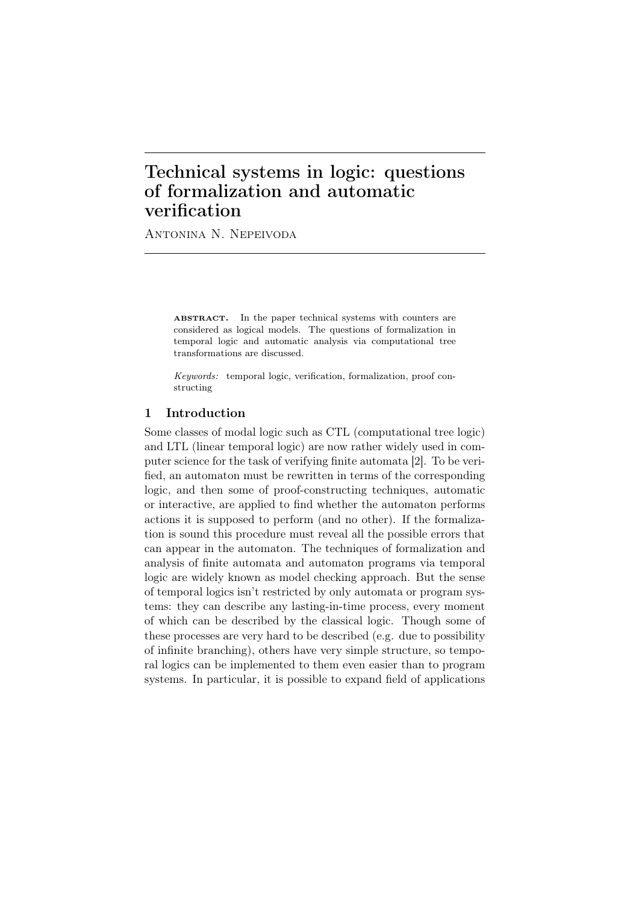# Technical systems in logic: questions of formalization and automatic verification

Antonina N. Nepeivoda

**abstract.** In the paper technical systems with counters are considered as logical models. The questions of formalization in temporal logic and automatic analysis via computational tree transformations are discussed.

*Keywords:* temporal logic, verification, formalization, proof constructing

## 1 Introduction

Some classes of modal logic such as CTL (computational tree logic) and LTL (linear temporal logic) are now rather widely used in computer science for the task of verifying finite automata [2]. To be verified, an automaton must be rewritten in terms of the corresponding logic, and then some of proof-constructing techniques, automatic or interactive, are applied to find whether the automaton performs actions it is supposed to perform (and no other). If the formalization is sound this procedure must reveal all the possible errors that can appear in the automaton. The techniques of formalization and analysis of finite automata and automaton programs via temporal logic are widely known as model checking approach. But the sense of temporal logics isn't restricted by only automata or program systems: they can describe any lasting-in-time process, every moment of which can be described by the classical logic. Though some of these processes are very hard to be described (e.g. due to possibility of infinite branching), others have very simple structure, so temporal logics can be implemented to them even easier than to program systems. In particular, it is possible to expand field of applications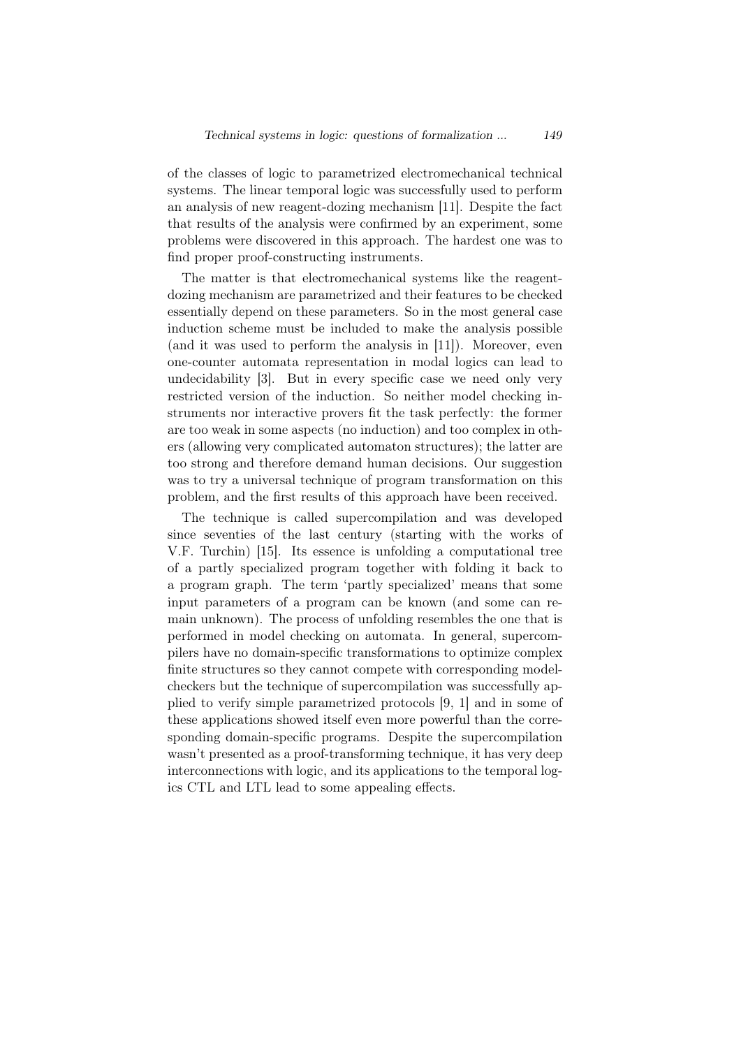of the classes of logic to parametrized electromechanical technical systems. The linear temporal logic was successfully used to perform an analysis of new reagent-dozing mechanism [11]. Despite the fact that results of the analysis were confirmed by an experiment, some problems were discovered in this approach. The hardest one was to find proper proof-constructing instruments.

The matter is that electromechanical systems like the reagent-dozing mechanism are parametrized and their features to be checked essentially depend on these parameters. So in the most general case induction scheme must be included to make the analysis possible (and it was used to perform the analysis in [11]). Moreover, even one-counter automata representation in modal logics can lead to undecidability [3]. But in every specific case we need only very restricted version of the induction. So neither model checking instruments nor interactive provers fit the task perfectly: the former are too weak in some aspects (no induction) and too complex in others (allowing very complicated automaton structures); the latter are too strong and therefore demand human decisions. Our suggestion was to try a universal technique of program transformation on this problem, and the first results of this approach have been received.

The technique is called supercompilation and was developed since seventies of the last century (starting with the works of V.F. Turchin) [15]. Its essence is unfolding a computational tree of a partly specialized program together with folding it back to a program graph. The term 'partly specialized' means that some input parameters of a program can be known (and some can remain unknown). The process of unfolding resembles the one that is performed in model checking on automata. In general, supercompilers have no domain-specific transformations to optimize complex finite structures so they cannot compete with corresponding model-checkers but the technique of supercompilation was successfully applied to verify simple parametrized protocols [9, 1] and in some of these applications showed itself even more powerful than the corresponding domain-specific programs. Despite the supercompilation wasn't presented as a proof-transforming technique, it has very deep interconnections with logic, and its applications to the temporal logics CTL and LTL lead to some appealing effects.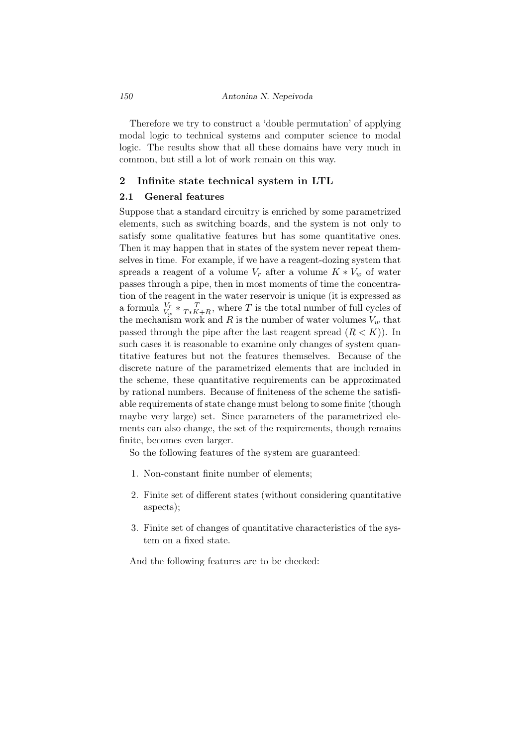Therefore we try to construct a 'double permutation' of applying modal logic to technical systems and computer science to modal logic. The results show that all these domains have very much in common, but still a lot of work remain on this way.

## 2 Infinite state technical system in LTL

### 2.1 General features

Suppose that a standard circuitry is enriched by some parametrized elements, such as switching boards, and the system is not only to satisfy some qualitative features but has some quantitative ones. Then it may happen that in states of the system never repeat themselves in time. For example, if we have a reagent-dozing system that spreads a reagent of a volume $V_r$ after a volume $K * V_w$ of water passes through a pipe, then in most moments of time the concentration of the reagent in the water reservoir is unique (it is expressed as a formula $\frac{V_r}{V_w} * \frac{T}{T*K+R}$, where $T$ is the total number of full cycles of the mechanism work and $R$ is the number of water volumes $V_w$ that passed through the pipe after the last reagent spread ($R < K$)). In such cases it is reasonable to examine only changes of system quantitative features but not the features themselves. Because of the discrete nature of the parametrized elements that are included in the scheme, these quantitative requirements can be approximated by rational numbers. Because of finiteness of the scheme the satisfiable requirements of state change must belong to some finite (though maybe very large) set. Since parameters of the parametrized elements can also change, the set of the requirements, though remains finite, becomes even larger.

So the following features of the system are guaranteed:

1. Non-constant finite number of elements;
2. Finite set of different states (without considering quantitative aspects);
3. Finite set of changes of quantitative characteristics of the system on a fixed state.

And the following features are to be checked: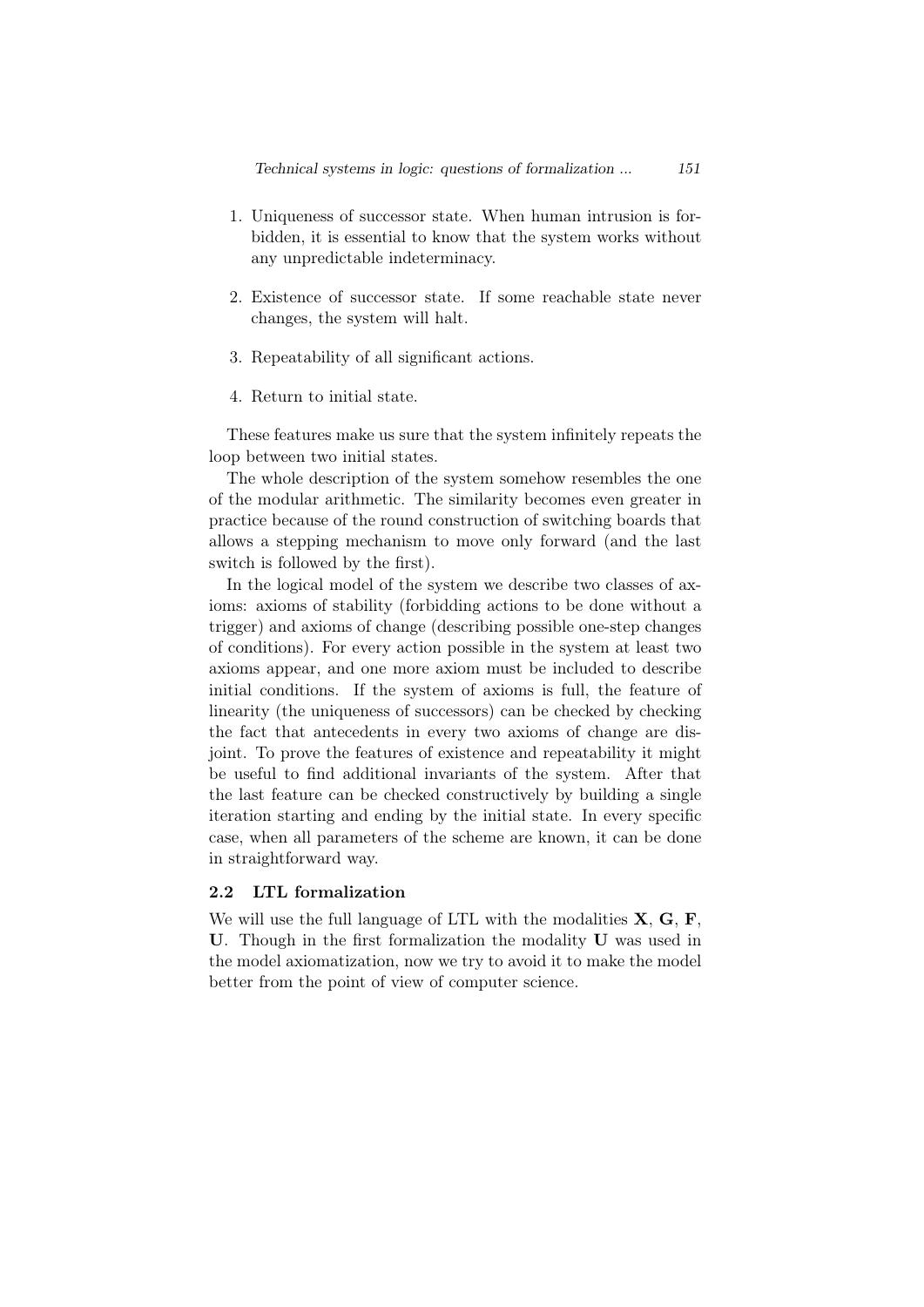1. Uniqueness of successor state. When human intrusion is forbidden, it is essential to know that the system works without any unpredictable indeterminacy.

2. Existence of successor state. If some reachable state never changes, the system will halt.

3. Repeatability of all significant actions.

4. Return to initial state.

These features make us sure that the system infinitely repeats the loop between two initial states.

The whole description of the system somehow resembles the one of the modular arithmetic. The similarity becomes even greater in practice because of the round construction of switching boards that allows a stepping mechanism to move only forward (and the last switch is followed by the first).

In the logical model of the system we describe two classes of axioms: axioms of stability (forbidding actions to be done without a trigger) and axioms of change (describing possible one-step changes of conditions). For every action possible in the system at least two axioms appear, and one more axiom must be included to describe initial conditions. If the system of axioms is full, the feature of linearity (the uniqueness of successors) can be checked by checking the fact that antecedents in every two axioms of change are disjoint. To prove the features of existence and repeatability it might be useful to find additional invariants of the system. After that the last feature can be checked constructively by building a single iteration starting and ending by the initial state. In every specific case, when all parameters of the scheme are known, it can be done in straightforward way.

### 2.2 LTL formalization

We will use the full language of LTL with the modalities **X**, **G**, **F**, **U**. Though in the first formalization the modality **U** was used in the model axiomatization, now we try to avoid it to make the model better from the point of view of computer science.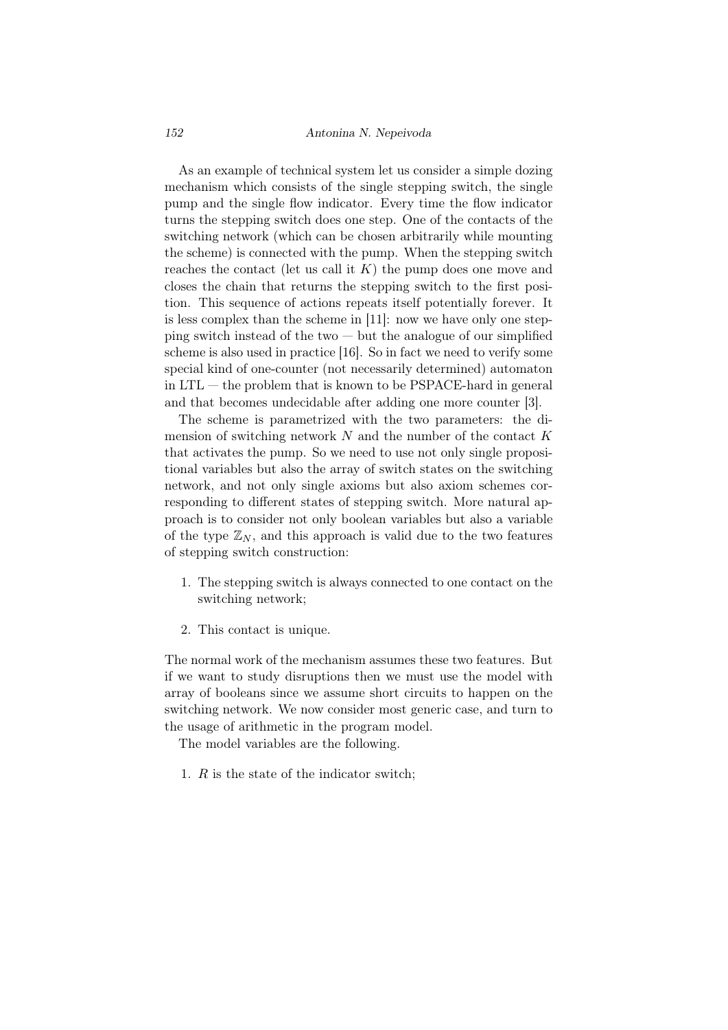As an example of technical system let us consider a simple dozing mechanism which consists of the single stepping switch, the single pump and the single flow indicator. Every time the flow indicator turns the stepping switch does one step. One of the contacts of the switching network (which can be chosen arbitrarily while mounting the scheme) is connected with the pump. When the stepping switch reaches the contact (let us call it $K$) the pump does one move and closes the chain that returns the stepping switch to the first position. This sequence of actions repeats itself potentially forever. It is less complex than the scheme in [11]: now we have only one stepping switch instead of the two — but the analogue of our simplified scheme is also used in practice [16]. So in fact we need to verify some special kind of one-counter (not necessarily determined) automaton in LTL — the problem that is known to be PSPACE-hard in general and that becomes undecidable after adding one more counter [3].

The scheme is parametrized with the two parameters: the dimension of switching network $N$ and the number of the contact $K$ that activates the pump. So we need to use not only single propositional variables but also the array of switch states on the switching network, and not only single axioms but also axiom schemes corresponding to different states of stepping switch. More natural approach is to consider not only boolean variables but also a variable of the type $\mathbb{Z}_N$, and this approach is valid due to the two features of stepping switch construction:

1. The stepping switch is always connected to one contact on the switching network;
2. This contact is unique.

The normal work of the mechanism assumes these two features. But if we want to study disruptions then we must use the model with array of booleans since we assume short circuits to happen on the switching network. We now consider most generic case, and turn to the usage of arithmetic in the program model.

The model variables are the following.

1. $R$ is the state of the indicator switch;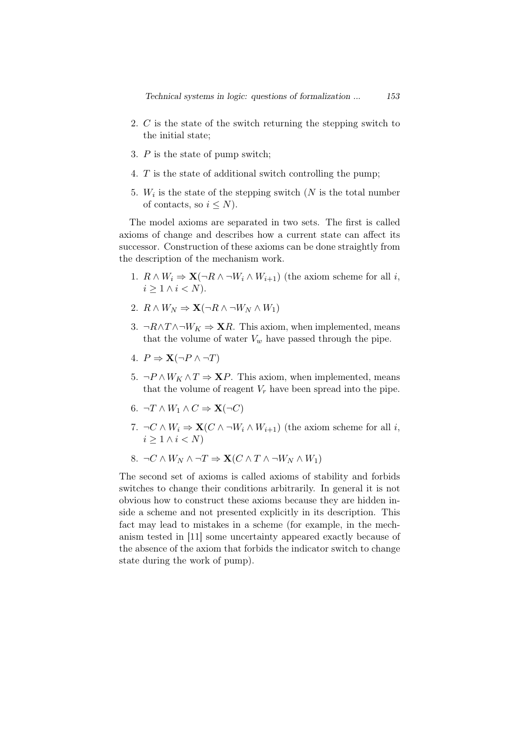2. $C$ is the state of the switch returning the stepping switch to the initial state;

3. $P$ is the state of pump switch;

4. $T$ is the state of additional switch controlling the pump;

5. $W_i$ is the state of the stepping switch ($N$ is the total number of contacts, so $i \leq N$).

The model axioms are separated in two sets. The first is called axioms of change and describes how a current state can affect its successor. Construction of these axioms can be done straightly from the description of the mechanism work.

1. $R \wedge W_i \Rightarrow \mathbf{X}(\neg R \wedge \neg W_i \wedge W_{i+1})$ (the axiom scheme for all $i$, $i \geq 1 \wedge i < N$).

2. $R \wedge W_N \Rightarrow \mathbf{X}(\neg R \wedge \neg W_N \wedge W_1)$

3. $\neg R \wedge T \wedge \neg W_K \Rightarrow \mathbf{X}R$. This axiom, when implemented, means that the volume of water $V_w$ have passed through the pipe.

4. $P \Rightarrow \mathbf{X}(\neg P \wedge \neg T)$

5. $\neg P \wedge W_K \wedge T \Rightarrow \mathbf{X}P$. This axiom, when implemented, means that the volume of reagent $V_r$ have been spread into the pipe.

6. $\neg T \wedge W_1 \wedge C \Rightarrow \mathbf{X}(\neg C)$

7. $\neg C \wedge W_i \Rightarrow \mathbf{X}(C \wedge \neg W_i \wedge W_{i+1})$ (the axiom scheme for all $i$, $i \geq 1 \wedge i < N$)

8. $\neg C \wedge W_N \wedge \neg T \Rightarrow \mathbf{X}(C \wedge T \wedge \neg W_N \wedge W_1)$

The second set of axioms is called axioms of stability and forbids switches to change their conditions arbitrarily. In general it is not obvious how to construct these axioms because they are hidden inside a scheme and not presented explicitly in its description. This fact may lead to mistakes in a scheme (for example, in the mechanism tested in [11] some uncertainty appeared exactly because of the absence of the axiom that forbids the indicator switch to change state during the work of pump).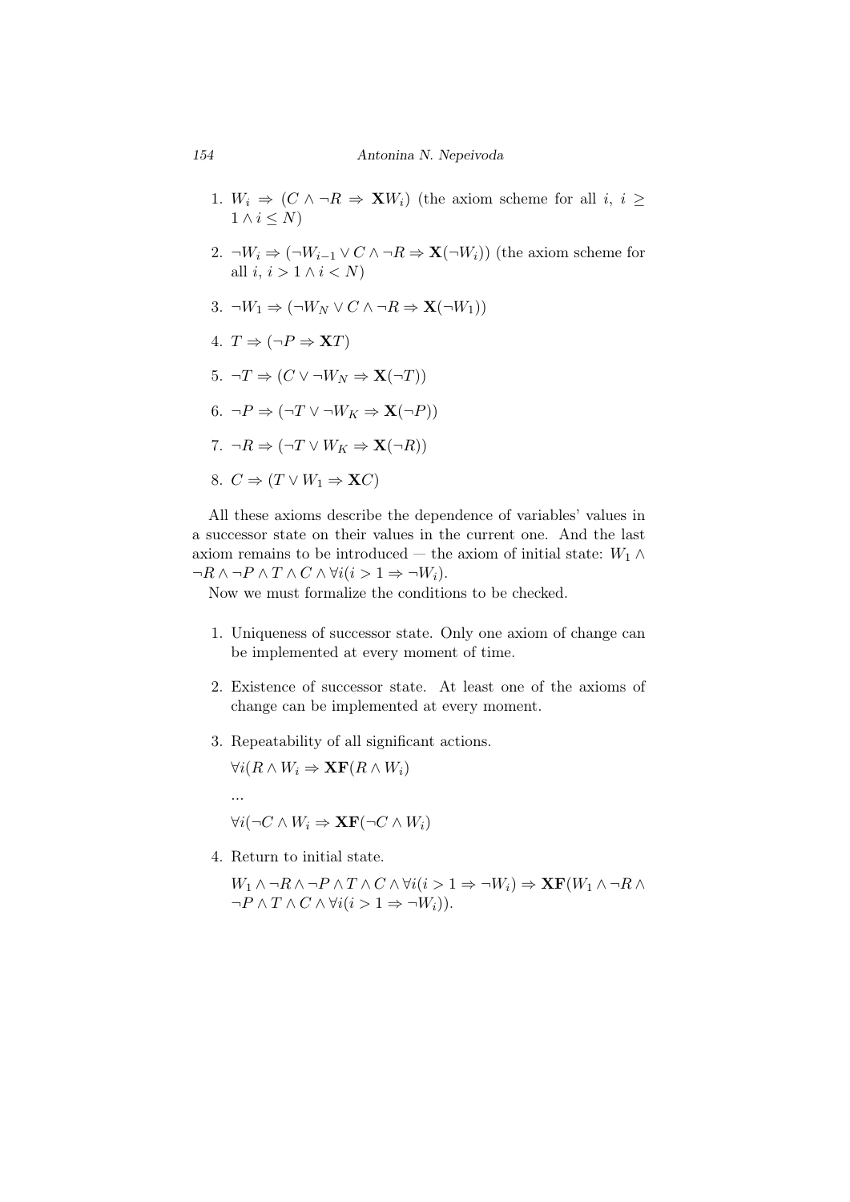1. $W_i \Rightarrow (C \wedge \neg R \Rightarrow \mathbf{X}W_i)$ (the axiom scheme for all $i$, $i \geq 1 \wedge i \leq N$)

2. $\neg W_i \Rightarrow (\neg W_{i-1} \vee C \wedge \neg R \Rightarrow \mathbf{X}(\neg W_i))$ (the axiom scheme for all $i$, $i > 1 \wedge i < N$)

3. $\neg W_1 \Rightarrow (\neg W_N \vee C \wedge \neg R \Rightarrow \mathbf{X}(\neg W_1))$

4. $T \Rightarrow (\neg P \Rightarrow \mathbf{X}T)$

5. $\neg T \Rightarrow (C \vee \neg W_N \Rightarrow \mathbf{X}(\neg T))$

6. $\neg P \Rightarrow (\neg T \vee \neg W_K \Rightarrow \mathbf{X}(\neg P))$

7. $\neg R \Rightarrow (\neg T \vee W_K \Rightarrow \mathbf{X}(\neg R))$

8. $C \Rightarrow (T \vee W_1 \Rightarrow \mathbf{X}C)$

All these axioms describe the dependence of variables' values in a successor state on their values in the current one. And the last axiom remains to be introduced — the axiom of initial state: $W_1 \wedge \neg R \wedge \neg P \wedge T \wedge C \wedge \forall i(i > 1 \Rightarrow \neg W_i)$.

Now we must formalize the conditions to be checked.

1. Uniqueness of successor state. Only one axiom of change can be implemented at every moment of time.

2. Existence of successor state. At least one of the axioms of change can be implemented at every moment.

3. Repeatability of all significant actions.

   $\forall i(R \wedge W_i \Rightarrow \mathbf{XF}(R \wedge W_i)$

   ...

   $\forall i(\neg C \wedge W_i \Rightarrow \mathbf{XF}(\neg C \wedge W_i)$

4. Return to initial state.

   $W_1 \wedge \neg R \wedge \neg P \wedge T \wedge C \wedge \forall i(i > 1 \Rightarrow \neg W_i) \Rightarrow \mathbf{XF}(W_1 \wedge \neg R \wedge \neg P \wedge T \wedge C \wedge \forall i(i > 1 \Rightarrow \neg W_i))$.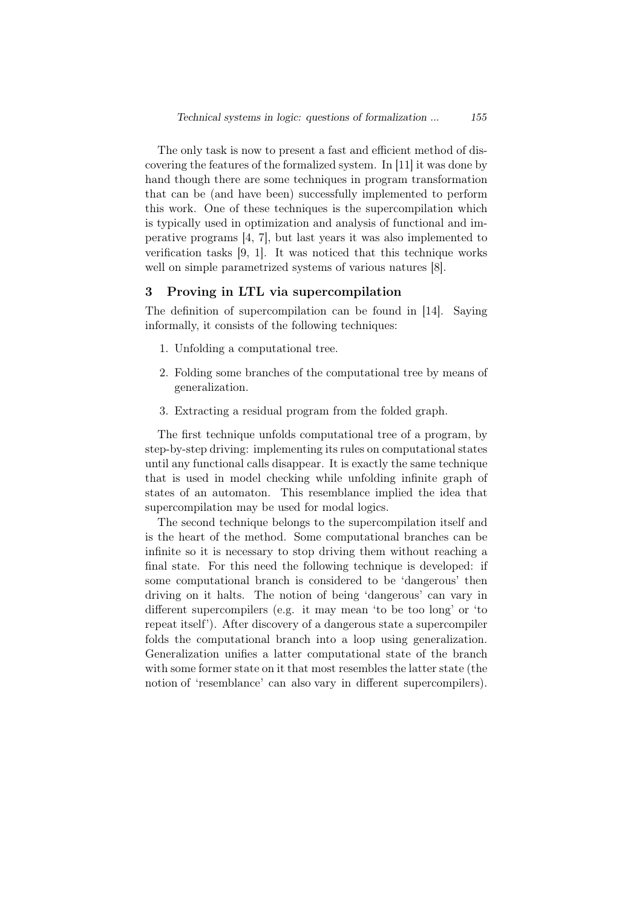The only task is now to present a fast and efficient method of discovering the features of the formalized system. In [11] it was done by hand though there are some techniques in program transformation that can be (and have been) successfully implemented to perform this work. One of these techniques is the supercompilation which is typically used in optimization and analysis of functional and imperative programs [4, 7], but last years it was also implemented to verification tasks [9, 1]. It was noticed that this technique works well on simple parametrized systems of various natures [8].

## 3 Proving in LTL via supercompilation

The definition of supercompilation can be found in [14]. Saying informally, it consists of the following techniques:

1. Unfolding a computational tree.
2. Folding some branches of the computational tree by means of generalization.
3. Extracting a residual program from the folded graph.

The first technique unfolds computational tree of a program, by step-by-step driving: implementing its rules on computational states until any functional calls disappear. It is exactly the same technique that is used in model checking while unfolding infinite graph of states of an automaton. This resemblance implied the idea that supercompilation may be used for modal logics.

The second technique belongs to the supercompilation itself and is the heart of the method. Some computational branches can be infinite so it is necessary to stop driving them without reaching a final state. For this need the following technique is developed: if some computational branch is considered to be 'dangerous' then driving on it halts. The notion of being 'dangerous' can vary in different supercompilers (e.g. it may mean 'to be too long' or 'to repeat itself'). After discovery of a dangerous state a supercompiler folds the computational branch into a loop using generalization. Generalization unifies a latter computational state of the branch with some former state on it that most resembles the latter state (the notion of 'resemblance' can also vary in different supercompilers).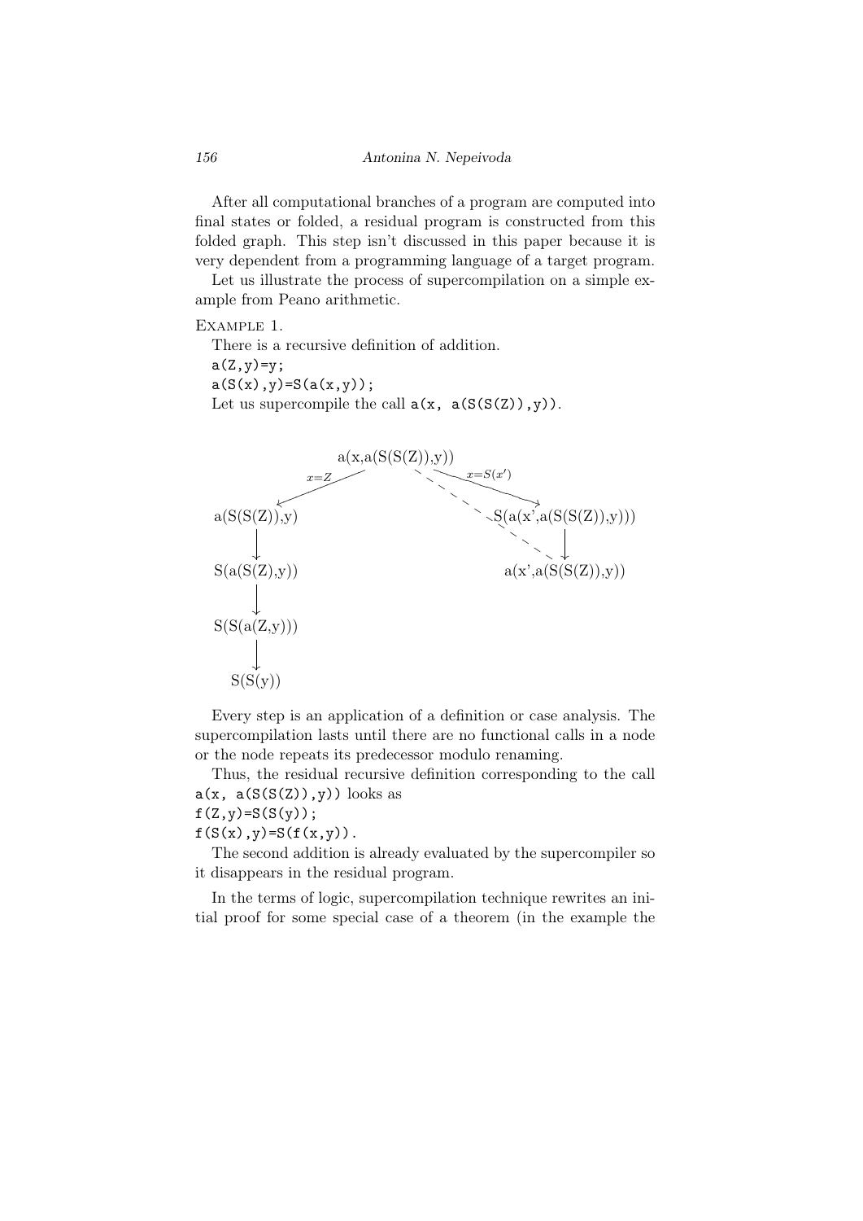After all computational branches of a program are computed into final states or folded, a residual program is constructed from this folded graph. This step isn't discussed in this paper because it is very dependent from a programming language of a target program.

Let us illustrate the process of supercompilation on a simple example from Peano arithmetic.

Example 1.

There is a recursive definition of addition.

```
a(Z,y)=y;
a(S(x),y)=S(a(x,y));
```

Let us supercompile the call `a(x, a(S(S(Z)),y))`.

```
                     a(x,a(S(S(Z)),y))
            x=Z  /          \  \   x=S(x')
                /            \  \
a(S(S(Z)),y)                   S(a(x',a(S(S(Z)),y)))
     |                                  |
S(a(S(Z),y))                     a(x',a(S(S(Z)),y))
     |
S(S(a(Z,y)))
     |
  S(S(y))
```

Every step is an application of a definition or case analysis. The supercompilation lasts until there are no functional calls in a node or the node repeats its predecessor modulo renaming.

Thus, the residual recursive definition corresponding to the call `a(x, a(S(S(Z)),y))` looks as

```
f(Z,y)=S(S(y));
f(S(x),y)=S(f(x,y)).
```

The second addition is already evaluated by the supercompiler so it disappears in the residual program.

In the terms of logic, supercompilation technique rewrites an initial proof for some special case of a theorem (in the example the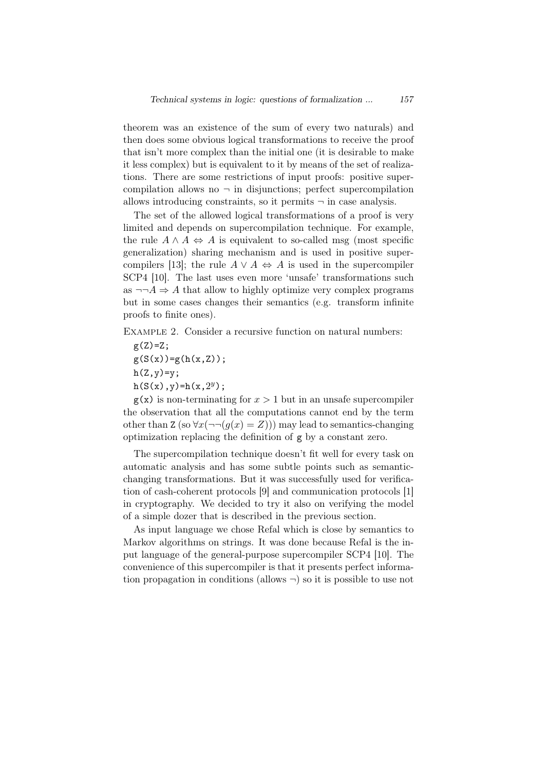theorem was an existence of the sum of every two naturals) and then does some obvious logical transformations to receive the proof that isn't more complex than the initial one (it is desirable to make it less complex) but is equivalent to it by means of the set of realizations. There are some restrictions of input proofs: positive supercompilation allows no $\neg$ in disjunctions; perfect supercompilation allows introducing constraints, so it permits $\neg$ in case analysis.

The set of the allowed logical transformations of a proof is very limited and depends on supercompilation technique. For example, the rule $A \wedge A \Leftrightarrow A$ is equivalent to so-called msg (most specific generalization) sharing mechanism and is used in positive supercompilers [13]; the rule $A \vee A \Leftrightarrow A$ is used in the supercompiler SCP4 [10]. The last uses even more 'unsafe' transformations such as $\neg\neg A \Rightarrow A$ that allow to highly optimize very complex programs but in some cases changes their semantics (e.g. transform infinite proofs to finite ones).

Example 2. Consider a recursive function on natural numbers:

```
g(Z)=Z;
g(S(x))=g(h(x,Z));
h(Z,y)=y;
h(S(x),y)=h(x,2^y);
```

`g(x)` is non-terminating for $x > 1$ but in an unsafe supercompiler the observation that all the computations cannot end by the term other than `Z` (so $\forall x(\neg\neg(g(x) = Z))$) may lead to semantics-changing optimization replacing the definition of `g` by a constant zero.

The supercompilation technique doesn't fit well for every task on automatic analysis and has some subtle points such as semantic-changing transformations. But it was successfully used for verification of cash-coherent protocols [9] and communication protocols [1] in cryptography. We decided to try it also on verifying the model of a simple dozer that is described in the previous section.

As input language we chose Refal which is close by semantics to Markov algorithms on strings. It was done because Refal is the input language of the general-purpose supercompiler SCP4 [10]. The convenience of this supercompiler is that it presents perfect information propagation in conditions (allows $\neg$) so it is possible to use not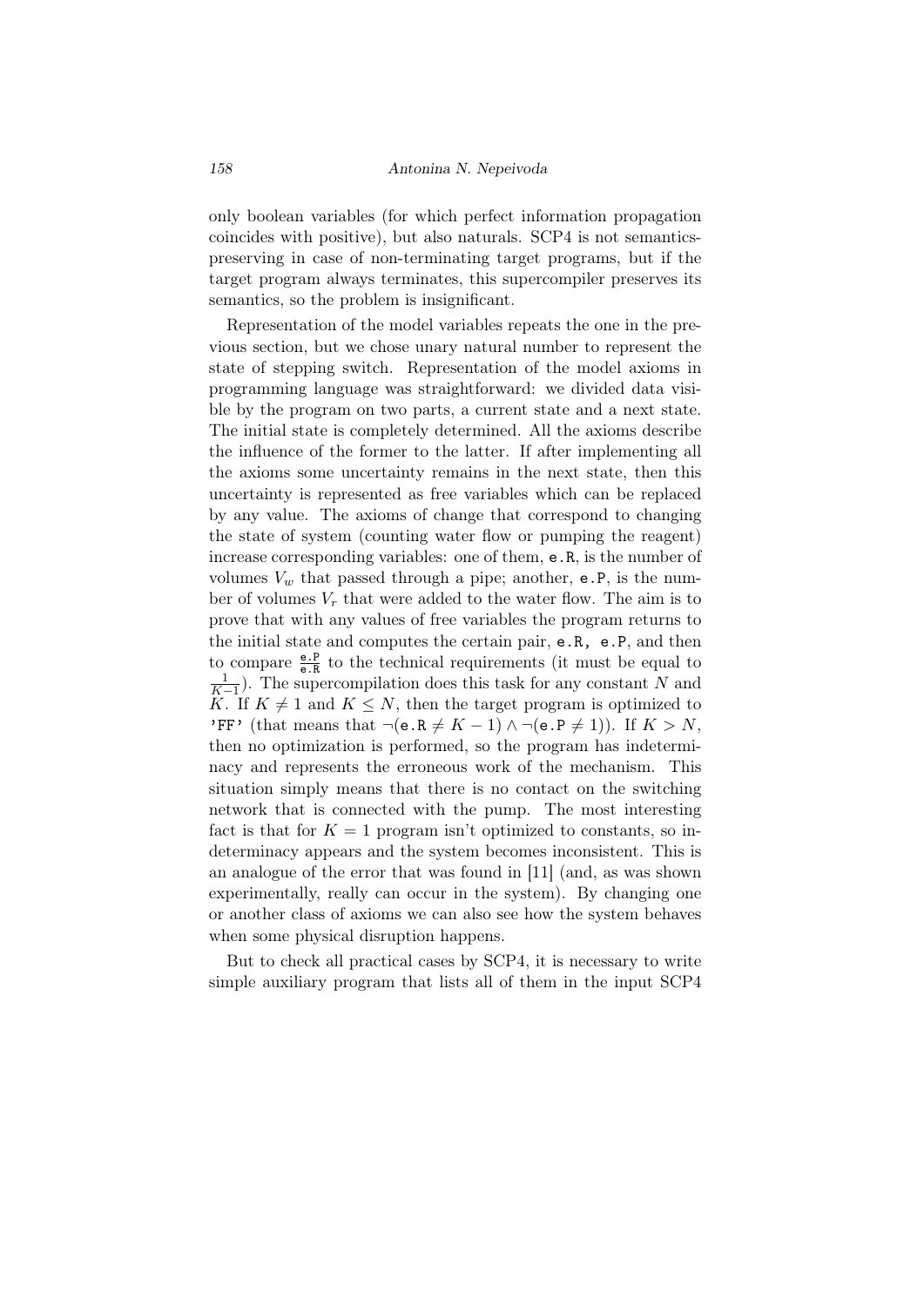only boolean variables (for which perfect information propagation coincides with positive), but also naturals. SCP4 is not semantics-preserving in case of non-terminating target programs, but if the target program always terminates, this supercompiler preserves its semantics, so the problem is insignificant.

Representation of the model variables repeats the one in the previous section, but we chose unary natural number to represent the state of stepping switch. Representation of the model axioms in programming language was straightforward: we divided data visible by the program on two parts, a current state and a next state. The initial state is completely determined. All the axioms describe the influence of the former to the latter. If after implementing all the axioms some uncertainty remains in the next state, then this uncertainty is represented as free variables which can be replaced by any value. The axioms of change that correspond to changing the state of system (counting water flow or pumping the reagent) increase corresponding variables: one of them, `e.R`, is the number of volumes $V_w$ that passed through a pipe; another, `e.P`, is the number of volumes $V_r$ that were added to the water flow. The aim is to prove that with any values of free variables the program returns to the initial state and computes the certain pair, `e.R, e.P`, and then to compare $\frac{\texttt{e.P}}{\texttt{e.R}}$ to the technical requirements (it must be equal to $\frac{1}{K-1}$). The supercompilation does this task for any constant $N$ and $K$. If $K \neq 1$ and $K \leq N$, then the target program is optimized to `'FF'` (that means that $\neg(\texttt{e.R} \neq K-1) \wedge \neg(\texttt{e.P} \neq 1)$). If $K > N$, then no optimization is performed, so the program has indeterminacy and represents the erroneous work of the mechanism. This situation simply means that there is no contact on the switching network that is connected with the pump. The most interesting fact is that for $K = 1$ program isn't optimized to constants, so indeterminacy appears and the system becomes inconsistent. This is an analogue of the error that was found in [11] (and, as was shown experimentally, really can occur in the system). By changing one or another class of axioms we can also see how the system behaves when some physical disruption happens.

But to check all practical cases by SCP4, it is necessary to write simple auxiliary program that lists all of them in the input SCP4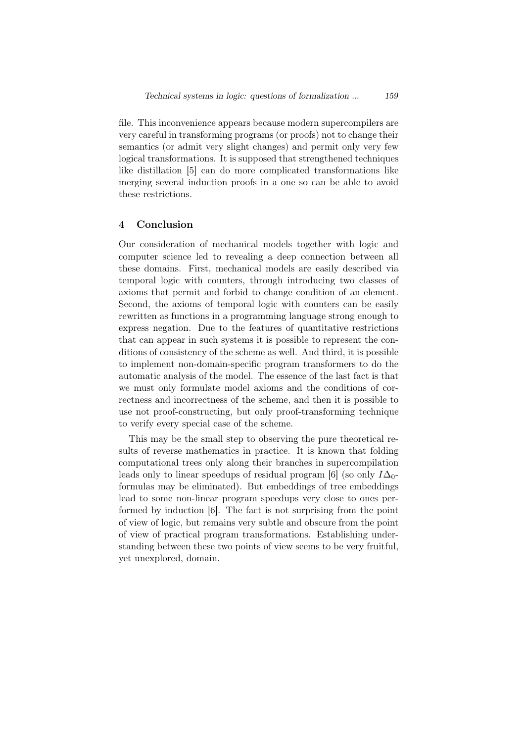file. This inconvenience appears because modern supercompilers are very careful in transforming programs (or proofs) not to change their semantics (or admit very slight changes) and permit only very few logical transformations. It is supposed that strengthened techniques like distillation [5] can do more complicated transformations like merging several induction proofs in a one so can be able to avoid these restrictions.

## 4 Conclusion

Our consideration of mechanical models together with logic and computer science led to revealing a deep connection between all these domains. First, mechanical models are easily described via temporal logic with counters, through introducing two classes of axioms that permit and forbid to change condition of an element. Second, the axioms of temporal logic with counters can be easily rewritten as functions in a programming language strong enough to express negation. Due to the features of quantitative restrictions that can appear in such systems it is possible to represent the conditions of consistency of the scheme as well. And third, it is possible to implement non-domain-specific program transformers to do the automatic analysis of the model. The essence of the last fact is that we must only formulate model axioms and the conditions of correctness and incorrectness of the scheme, and then it is possible to use not proof-constructing, but only proof-transforming technique to verify every special case of the scheme.

This may be the small step to observing the pure theoretical results of reverse mathematics in practice. It is known that folding computational trees only along their branches in supercompilation leads only to linear speedups of residual program [6] (so only $I\Delta_0$-formulas may be eliminated). But embeddings of tree embeddings lead to some non-linear program speedups very close to ones performed by induction [6]. The fact is not surprising from the point of view of logic, but remains very subtle and obscure from the point of view of practical program transformations. Establishing understanding between these two points of view seems to be very fruitful, yet unexplored, domain.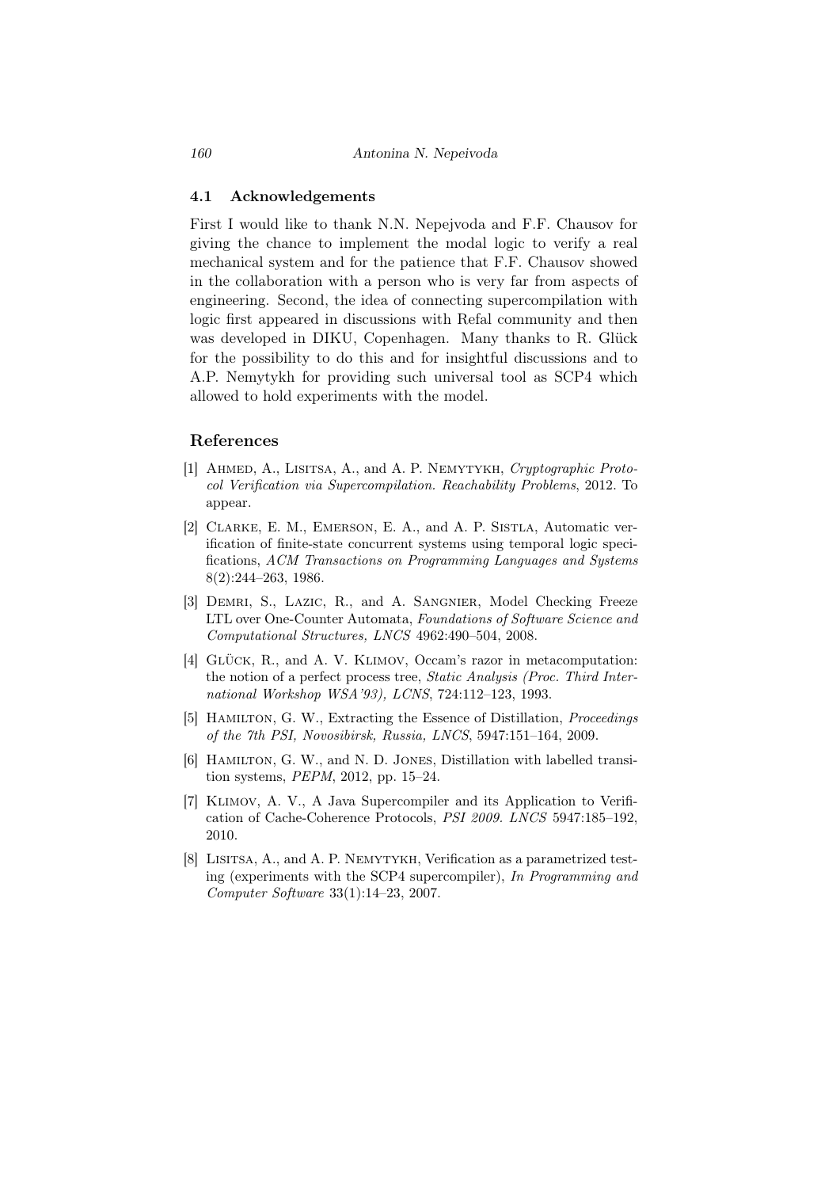### 4.1 Acknowledgements

First I would like to thank N.N. Nepejvoda and F.F. Chausov for giving the chance to implement the modal logic to verify a real mechanical system and for the patience that F.F. Chausov showed in the collaboration with a person who is very far from aspects of engineering. Second, the idea of connecting supercompilation with logic first appeared in discussions with Refal community and then was developed in DIKU, Copenhagen. Many thanks to R. Glück for the possibility to do this and for insightful discussions and to A.P. Nemytykh for providing such universal tool as SCP4 which allowed to hold experiments with the model.

## References

[1] Ahmed, A., Lisitsa, A., and A. P. Nemytykh, *Cryptographic Protocol Verification via Supercompilation. Reachability Problems*, 2012. To appear.

[2] Clarke, E. M., Emerson, E. A., and A. P. Sistla, Automatic verification of finite-state concurrent systems using temporal logic specifications, *ACM Transactions on Programming Languages and Systems* 8(2):244–263, 1986.

[3] Demri, S., Lazic, R., and A. Sangnier, Model Checking Freeze LTL over One-Counter Automata, *Foundations of Software Science and Computational Structures, LNCS* 4962:490–504, 2008.

[4] Glück, R., and A. V. Klimov, Occam's razor in metacomputation: the notion of a perfect process tree, *Static Analysis (Proc. Third International Workshop WSA'93), LCNS*, 724:112–123, 1993.

[5] Hamilton, G. W., Extracting the Essence of Distillation, *Proceedings of the 7th PSI, Novosibirsk, Russia, LNCS*, 5947:151–164, 2009.

[6] Hamilton, G. W., and N. D. Jones, Distillation with labelled transition systems, *PEPM*, 2012, pp. 15–24.

[7] Klimov, A. V., A Java Supercompiler and its Application to Verification of Cache-Coherence Protocols, *PSI 2009. LNCS* 5947:185–192, 2010.

[8] Lisitsa, A., and A. P. Nemytykh, Verification as a parametrized testing (experiments with the SCP4 supercompiler), *In Programming and Computer Software* 33(1):14–23, 2007.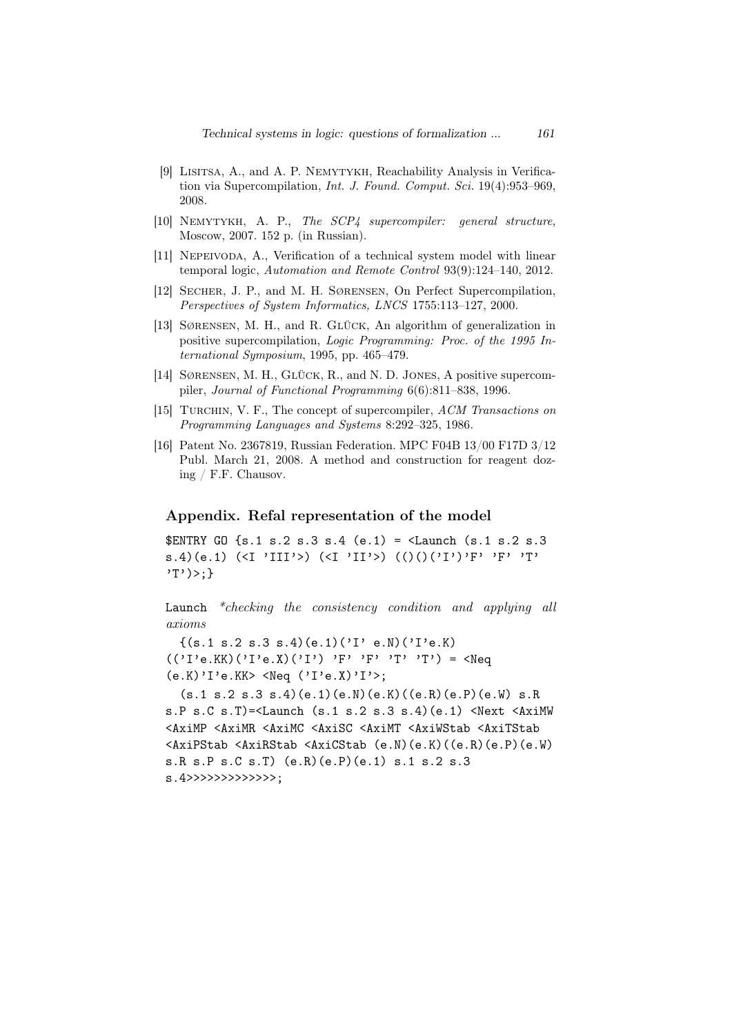[9] Lisitsa, A., and A. P. Nemytykh, Reachability Analysis in Verification via Supercompilation, *Int. J. Found. Comput. Sci.* 19(4):953–969, 2008.

[10] Nemytykh, A. P., *The SCP4 supercompiler: general structure*, Moscow, 2007. 152 p. (in Russian).

[11] Nepeivoda, A., Verification of a technical system model with linear temporal logic, *Automation and Remote Control* 93(9):124–140, 2012.

[12] Secher, J. P., and M. H. Sørensen, On Perfect Supercompilation, *Perspectives of System Informatics, LNCS* 1755:113–127, 2000.

[13] Sørensen, M. H., and R. Glück, An algorithm of generalization in positive supercompilation, *Logic Programming: Proc. of the 1995 International Symposium*, 1995, pp. 465–479.

[14] Sørensen, M. H., Glück, R., and N. D. Jones, A positive supercompiler, *Journal of Functional Programming* 6(6):811–838, 1996.

[15] Turchin, V. F., The concept of supercompiler, *ACM Transactions on Programming Languages and Systems* 8:292–325, 1986.

[16] Patent No. 2367819, Russian Federation. MPC F04B 13/00 F17D 3/12 Publ. March 21, 2008. A method and construction for reagent dozing / F.F. Chausov.

## Appendix. Refal representation of the model

```
$ENTRY GO {s.1 s.2 s.3 s.4 (e.1) = <Launch (s.1 s.2 s.3
s.4)(e.1) (<I 'III'>) (<I 'II'>) ((()('I')'F' 'F' 'T'
'T')>;}
```

`Launch` *\*checking the consistency condition and applying all axioms*

```
  {(s.1 s.2 s.3 s.4)(e.1)('I' e.N)('I'e.K)
(('I'e.KK)('I'e.X)('I') 'F' 'F' 'T' 'T') = <Neq
(e.K)'I'e.KK> <Neq ('I'e.X)'I'>;
  (s.1 s.2 s.3 s.4)(e.1)(e.N)(e.K)((e.R)(e.P)(e.W) s.R
s.P s.C s.T)=<Launch (s.1 s.2 s.3 s.4)(e.1) <Next <AxiMW
<AxiMP <AxiMR <AxiMC <AxiSC <AxiMT <AxiWStab <AxiTStab
<AxiPStab <AxiRStab <AxiCStab (e.N)(e.K)((e.R)(e.P)(e.W)
s.R s.P s.C s.T) (e.R)(e.P)(e.1) s.1 s.2 s.3
s.4>>>>>>>>>>>>>;
```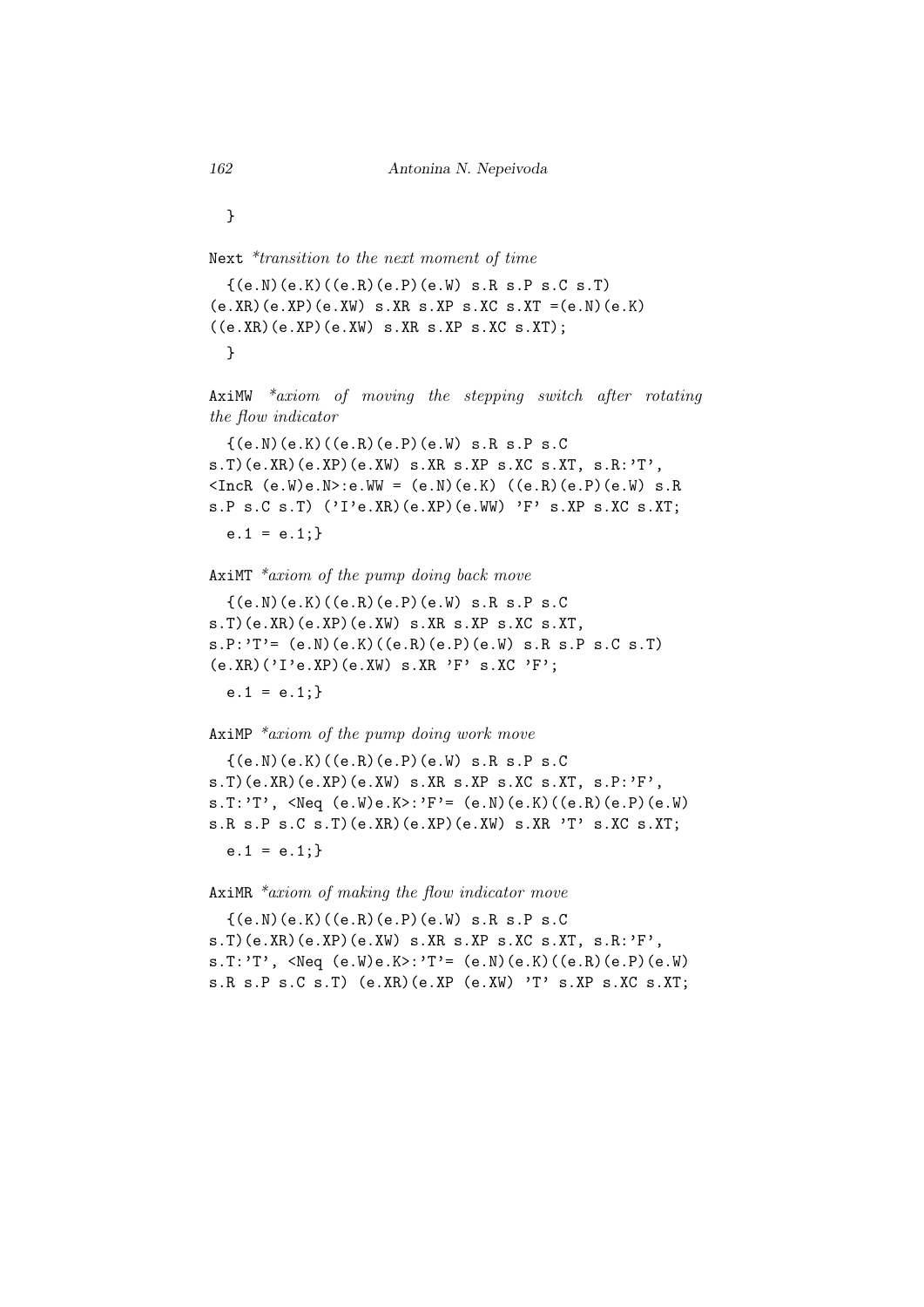```
  }
```

Next *\*transition to the next moment of time*

```
  {(e.N)(e.K)((e.R)(e.P)(e.W) s.R s.P s.C s.T)
(e.XR)(e.XP)(e.XW) s.XR s.XP s.XC s.XT =(e.N)(e.K)
((e.XR)(e.XP)(e.XW) s.XR s.XP s.XC s.XT);
  }
```

AxiMW *\*axiom of moving the stepping switch after rotating the flow indicator*

```
  {(e.N)(e.K)((e.R)(e.P)(e.W) s.R s.P s.C
s.T)(e.XR)(e.XP)(e.XW) s.XR s.XP s.XC s.XT, s.R:'T',
<IncR (e.W)e.N>:e.WW = (e.N)(e.K) ((e.R)(e.P)(e.W) s.R
s.P s.C s.T) ('I'e.XR)(e.XP)(e.WW) 'F' s.XP s.XC s.XT;
  e.1 = e.1;}
```

AxiMT *\*axiom of the pump doing back move*

```
  {(e.N)(e.K)((e.R)(e.P)(e.W) s.R s.P s.C
s.T)(e.XR)(e.XP)(e.XW) s.XR s.XP s.XC s.XT,
s.P:'T'= (e.N)(e.K)((e.R)(e.P)(e.W) s.R s.P s.C s.T)
(e.XR)('I'e.XP)(e.XW) s.XR 'F' s.XC 'F';
  e.1 = e.1;}
```

AxiMP *\*axiom of the pump doing work move*

```
  {(e.N)(e.K)((e.R)(e.P)(e.W) s.R s.P s.C
s.T)(e.XR)(e.XP)(e.XW) s.XR s.XP s.XC s.XT, s.P:'F',
s.T:'T', <Neq (e.W)e.K>:'F'= (e.N)(e.K)((e.R)(e.P)(e.W)
s.R s.P s.C s.T)(e.XR)(e.XP)(e.XW) s.XR 'T' s.XC s.XT;
  e.1 = e.1;}
```

AxiMR *\*axiom of making the flow indicator move*

```
  {(e.N)(e.K)((e.R)(e.P)(e.W) s.R s.P s.C
s.T)(e.XR)(e.XP)(e.XW) s.XR s.XP s.XC s.XT, s.R:'F',
s.T:'T', <Neq (e.W)e.K>:'T'= (e.N)(e.K)((e.R)(e.P)(e.W)
s.R s.P s.C s.T) (e.XR)(e.XP (e.XW) 'T' s.XP s.XC s.XT;
```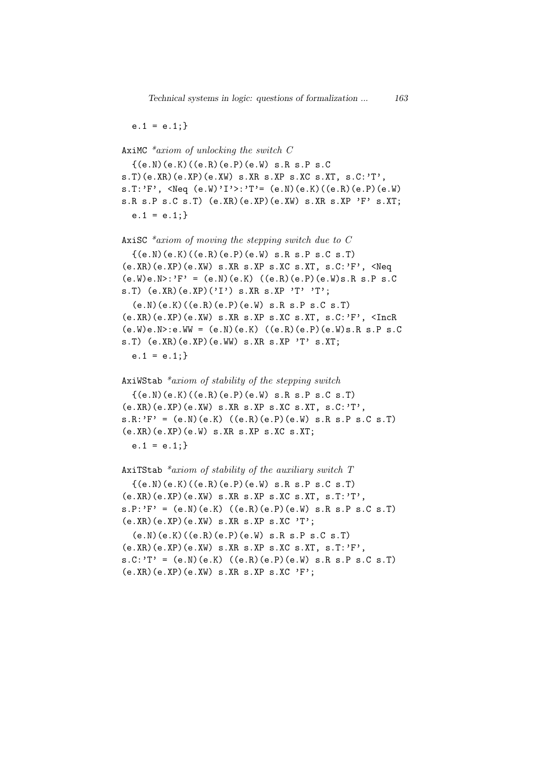```
  e.1 = e.1;}
```

AxiMC *\*axiom of unlocking the switch C*

```
  {(e.N)(e.K)((e.R)(e.P)(e.W) s.R s.P s.C
s.T)(e.XR)(e.XP)(e.XW) s.XR s.XP s.XC s.XT, s.C:'T',
s.T:'F', <Neq (e.W)'I'>:'T'= (e.N)(e.K)((e.R)(e.P)(e.W)
s.R s.P s.C s.T) (e.XR)(e.XP)(e.XW) s.XR s.XP 'F' s.XT;
  e.1 = e.1;}
```

AxiSC *\*axiom of moving the stepping switch due to C*

```
  {(e.N)(e.K)((e.R)(e.P)(e.W) s.R s.P s.C s.T)
(e.XR)(e.XP)(e.XW) s.XR s.XP s.XC s.XT, s.C:'F', <Neq
(e.W)e.N>:'F' = (e.N)(e.K) ((e.R)(e.P)(e.W)s.R s.P s.C
s.T) (e.XR)(e.XP)('I') s.XR s.XP 'T' 'T';
  (e.N)(e.K)((e.R)(e.P)(e.W) s.R s.P s.C s.T)
(e.XR)(e.XP)(e.XW) s.XR s.XP s.XC s.XT, s.C:'F', <IncR
(e.W)e.N>:e.WW = (e.N)(e.K) ((e.R)(e.P)(e.W)s.R s.P s.C
s.T) (e.XR)(e.XP)(e.WW) s.XR s.XP 'T' s.XT;
  e.1 = e.1;}
```

AxiWStab *\*axiom of stability of the stepping switch*

```
  {(e.N)(e.K)((e.R)(e.P)(e.W) s.R s.P s.C s.T)
(e.XR)(e.XP)(e.XW) s.XR s.XP s.XC s.XT, s.C:'T',
s.R:'F' = (e.N)(e.K) ((e.R)(e.P)(e.W) s.R s.P s.C s.T)
(e.XR)(e.XP)(e.W) s.XR s.XP s.XC s.XT;
  e.1 = e.1;}
```

AxiTStab *\*axiom of stability of the auxiliary switch T*

```
  {(e.N)(e.K)((e.R)(e.P)(e.W) s.R s.P s.C s.T)
(e.XR)(e.XP)(e.XW) s.XR s.XP s.XC s.XT, s.T:'T',
s.P:'F' = (e.N)(e.K) ((e.R)(e.P)(e.W) s.R s.P s.C s.T)
(e.XR)(e.XP)(e.XW) s.XR s.XP s.XC 'T';
  (e.N)(e.K)((e.R)(e.P)(e.W) s.R s.P s.C s.T)
(e.XR)(e.XP)(e.XW) s.XR s.XP s.XC s.XT, s.T:'F',
s.C:'T' = (e.N)(e.K) ((e.R)(e.P)(e.W) s.R s.P s.C s.T)
(e.XR)(e.XP)(e.XW) s.XR s.XP s.XC 'F';
```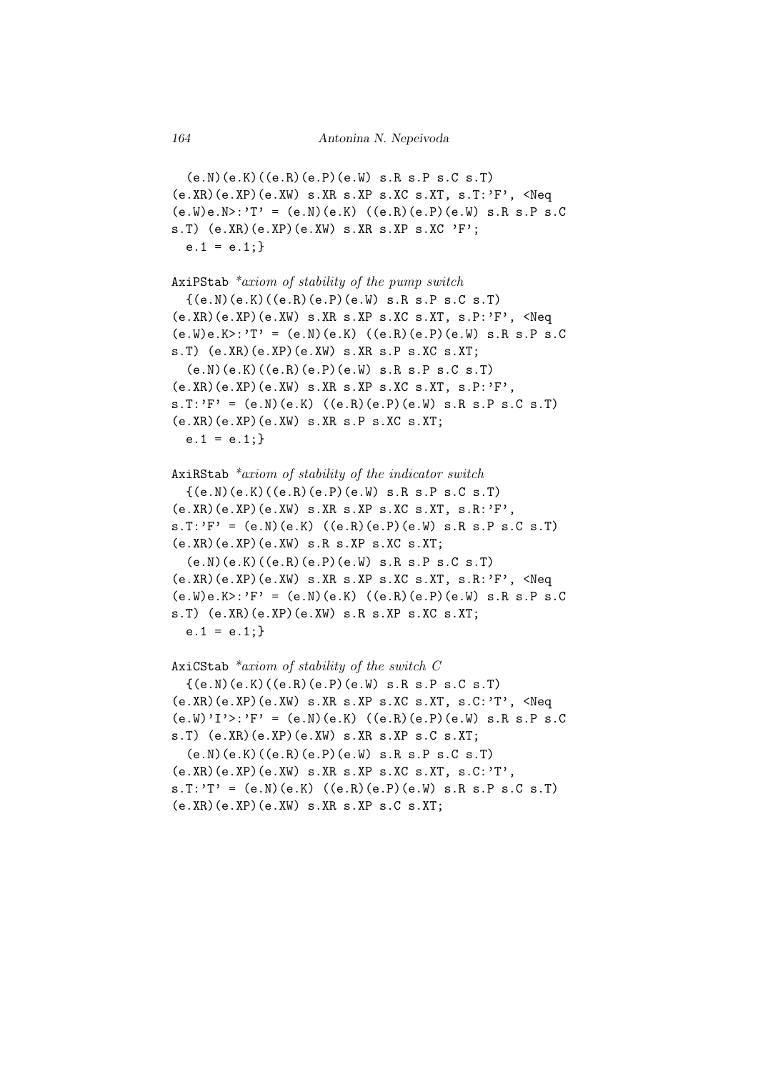```
  (e.N)(e.K)((e.R)(e.P)(e.W) s.R s.P s.C s.T)
(e.XR)(e.XP)(e.XW) s.XR s.XP s.XC s.XT, s.T:'F', <Neq
(e.W)e.N>:'T' = (e.N)(e.K) ((e.R)(e.P)(e.W) s.R s.P s.C
s.T) (e.XR)(e.XP)(e.XW) s.XR s.XP s.XC 'F';
  e.1 = e.1;}
```

```
AxiPStab *axiom of stability of the pump switch
  {(e.N)(e.K)((e.R)(e.P)(e.W) s.R s.P s.C s.T)
(e.XR)(e.XP)(e.XW) s.XR s.XP s.XC s.XT, s.P:'F', <Neq
(e.W)e.K>:'T' = (e.N)(e.K) ((e.R)(e.P)(e.W) s.R s.P s.C
s.T) (e.XR)(e.XP)(e.XW) s.XR s.P s.XC s.XT;
  (e.N)(e.K)((e.R)(e.P)(e.W) s.R s.P s.C s.T)
(e.XR)(e.XP)(e.XW) s.XR s.XP s.XC s.XT, s.P:'F',
s.T:'F' = (e.N)(e.K) ((e.R)(e.P)(e.W) s.R s.P s.C s.T)
(e.XR)(e.XP)(e.XW) s.XR s.P s.XC s.XT;
  e.1 = e.1;}
```

```
AxiRStab *axiom of stability of the indicator switch
  {(e.N)(e.K)((e.R)(e.P)(e.W) s.R s.P s.C s.T)
(e.XR)(e.XP)(e.XW) s.XR s.XP s.XC s.XT, s.R:'F',
s.T:'F' = (e.N)(e.K) ((e.R)(e.P)(e.W) s.R s.P s.C s.T)
(e.XR)(e.XP)(e.XW) s.R s.XP s.XC s.XT;
  (e.N)(e.K)((e.R)(e.P)(e.W) s.R s.P s.C s.T)
(e.XR)(e.XP)(e.XW) s.XR s.XP s.XC s.XT, s.R:'F', <Neq
(e.W)e.K>:'F' = (e.N)(e.K) ((e.R)(e.P)(e.W) s.R s.P s.C
s.T) (e.XR)(e.XP)(e.XW) s.R s.XP s.XC s.XT;
  e.1 = e.1;}
```

```
AxiCStab *axiom of stability of the switch C
  {(e.N)(e.K)((e.R)(e.P)(e.W) s.R s.P s.C s.T)
(e.XR)(e.XP)(e.XW) s.XR s.XP s.XC s.XT, s.C:'T', <Neq
(e.W)'I'>:'F' = (e.N)(e.K) ((e.R)(e.P)(e.W) s.R s.P s.C
s.T) (e.XR)(e.XP)(e.XW) s.XR s.XP s.C s.XT;
  (e.N)(e.K)((e.R)(e.P)(e.W) s.R s.P s.C s.T)
(e.XR)(e.XP)(e.XW) s.XR s.XP s.XC s.XT, s.C:'T',
s.T:'T' = (e.N)(e.K) ((e.R)(e.P)(e.W) s.R s.P s.C s.T)
(e.XR)(e.XP)(e.XW) s.XR s.XP s.C s.XT;
```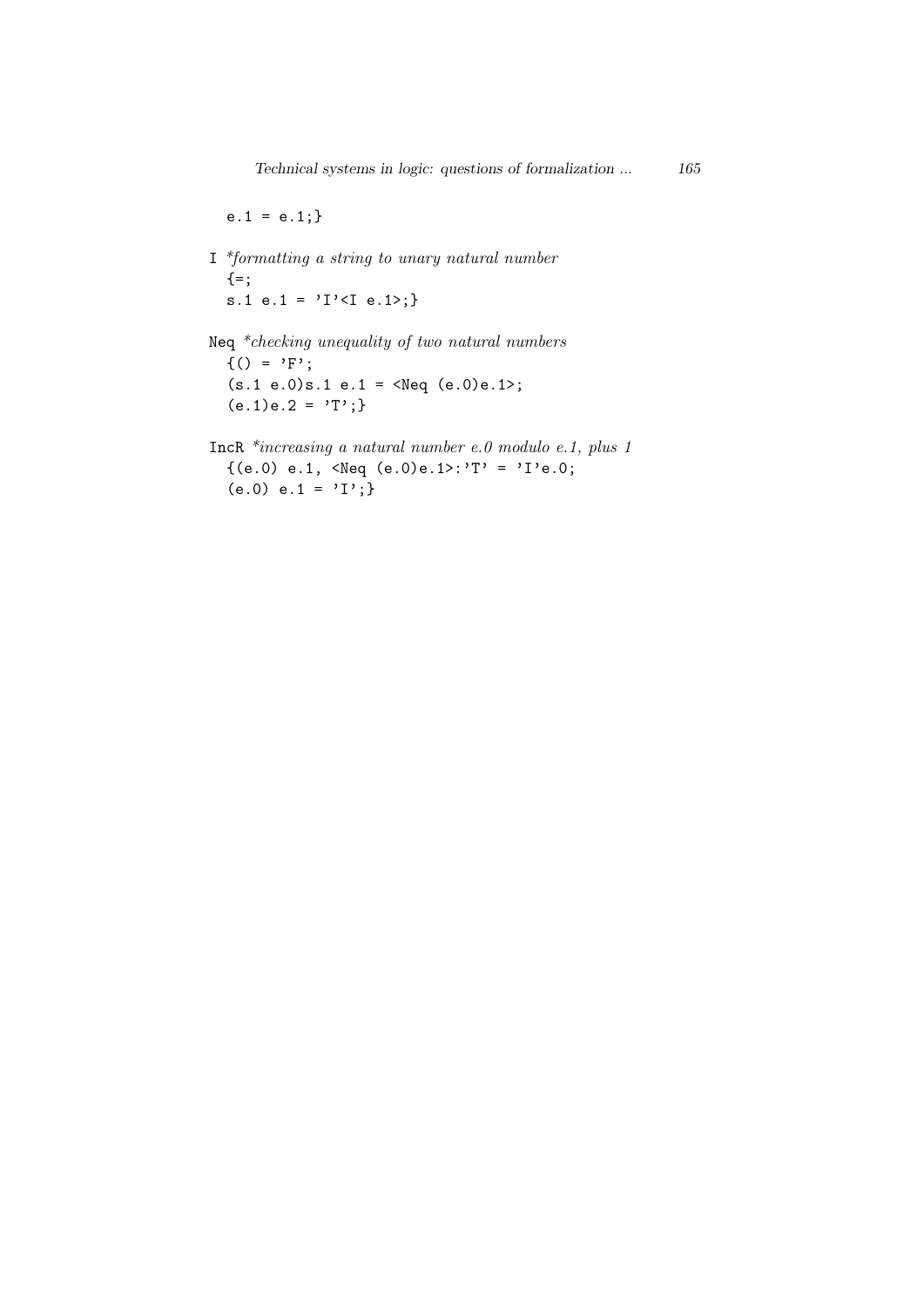```
  e.1 = e.1;}

I *formatting a string to unary natural number
  {=;
  s.1 e.1 = 'I'<I e.1>;}

Neq *checking unequality of two natural numbers
  {() = 'F';
  (s.1 e.0)s.1 e.1 = <Neq (e.0)e.1>;
  (e.1)e.2 = 'T';}

IncR *increasing a natural number e.0 modulo e.1, plus 1
  {(e.0) e.1, <Neq (e.0)e.1>:'T' = 'I'e.0;
  (e.0) e.1 = 'I';}
```